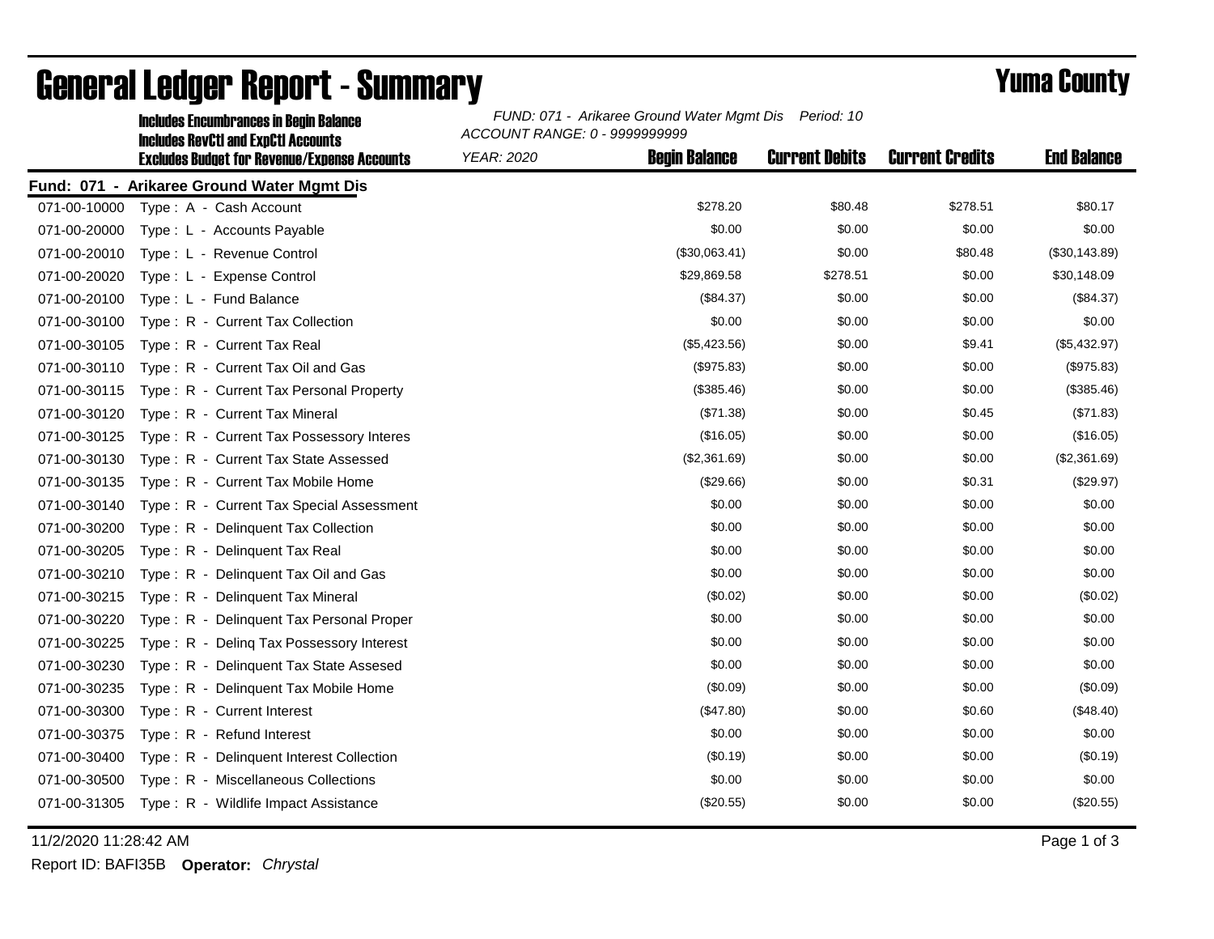# General Ledger Report - Summary

## Yuma County

**Includes Encumbrances in Begin Balance**
**Includes RevCtl and ExpCtl Accounts**
**Excludes Budget for Revenue/Expense Accounts**

*FUND: 071 - Arikaree Ground Water Mgmt Dis Period: 10*
*ACCOUNT RANGE: 0 - 9999999999*
*YEAR: 2020*

**Fund: 071 - Arikaree Ground Water Mgmt Dis**

| Account | Description | Begin Balance | Current Debits | Current Credits | End Balance |
|---|---|---|---|---|---|
| 071-00-10000 | Type : A - Cash Account | $278.20 | $80.48 | $278.51 | $80.17 |
| 071-00-20000 | Type : L - Accounts Payable | $0.00 | $0.00 | $0.00 | $0.00 |
| 071-00-20010 | Type : L - Revenue Control | ($30,063.41) | $0.00 | $80.48 | ($30,143.89) |
| 071-00-20020 | Type : L - Expense Control | $29,869.58 | $278.51 | $0.00 | $30,148.09 |
| 071-00-20100 | Type : L - Fund Balance | ($84.37) | $0.00 | $0.00 | ($84.37) |
| 071-00-30100 | Type : R - Current Tax Collection | $0.00 | $0.00 | $0.00 | $0.00 |
| 071-00-30105 | Type : R - Current Tax Real | ($5,423.56) | $0.00 | $9.41 | ($5,432.97) |
| 071-00-30110 | Type : R - Current Tax Oil and Gas | ($975.83) | $0.00 | $0.00 | ($975.83) |
| 071-00-30115 | Type : R - Current Tax Personal Property | ($385.46) | $0.00 | $0.00 | ($385.46) |
| 071-00-30120 | Type : R - Current Tax Mineral | ($71.38) | $0.00 | $0.45 | ($71.83) |
| 071-00-30125 | Type : R - Current Tax Possessory Interes | ($16.05) | $0.00 | $0.00 | ($16.05) |
| 071-00-30130 | Type : R - Current Tax State Assessed | ($2,361.69) | $0.00 | $0.00 | ($2,361.69) |
| 071-00-30135 | Type : R - Current Tax Mobile Home | ($29.66) | $0.00 | $0.31 | ($29.97) |
| 071-00-30140 | Type : R - Current Tax Special Assessment | $0.00 | $0.00 | $0.00 | $0.00 |
| 071-00-30200 | Type : R - Delinquent Tax Collection | $0.00 | $0.00 | $0.00 | $0.00 |
| 071-00-30205 | Type : R - Delinquent Tax Real | $0.00 | $0.00 | $0.00 | $0.00 |
| 071-00-30210 | Type : R - Delinquent Tax Oil and Gas | $0.00 | $0.00 | $0.00 | $0.00 |
| 071-00-30215 | Type : R - Delinquent Tax Mineral | ($0.02) | $0.00 | $0.00 | ($0.02) |
| 071-00-30220 | Type : R - Delinquent Tax Personal Proper | $0.00 | $0.00 | $0.00 | $0.00 |
| 071-00-30225 | Type : R - Delinq Tax Possessory Interest | $0.00 | $0.00 | $0.00 | $0.00 |
| 071-00-30230 | Type : R - Delinquent Tax State Assesed | $0.00 | $0.00 | $0.00 | $0.00 |
| 071-00-30235 | Type : R - Delinquent Tax Mobile Home | ($0.09) | $0.00 | $0.00 | ($0.09) |
| 071-00-30300 | Type : R - Current Interest | ($47.80) | $0.00 | $0.60 | ($48.40) |
| 071-00-30375 | Type : R - Refund Interest | $0.00 | $0.00 | $0.00 | $0.00 |
| 071-00-30400 | Type : R - Delinquent Interest Collection | ($0.19) | $0.00 | $0.00 | ($0.19) |
| 071-00-30500 | Type : R - Miscellaneous Collections | $0.00 | $0.00 | $0.00 | $0.00 |
| 071-00-31305 | Type : R - Wildlife Impact Assistance | ($20.55) | $0.00 | $0.00 | ($20.55) |

11/2/2020 11:28:42 AM

Report ID: BAFI35B **Operator:** *Chrystal*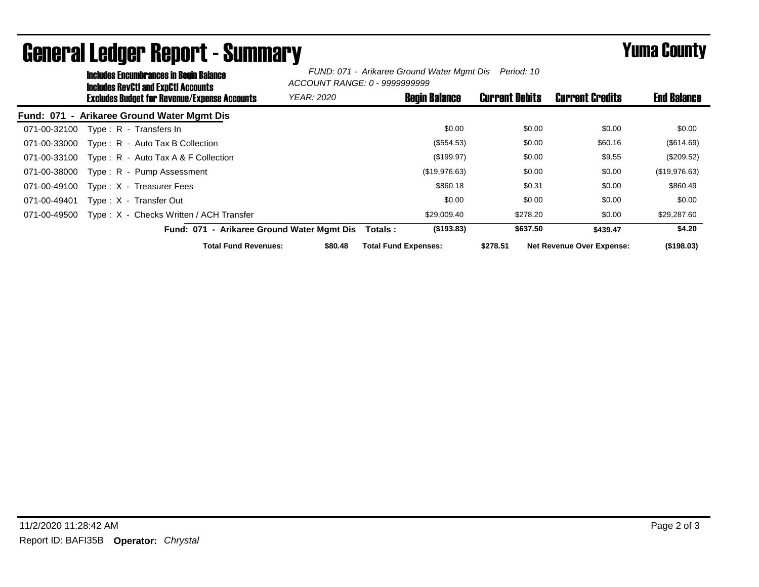# General Ledger Report - Summary

## Yuma County

**Includes Encumbrances in Begin Balance**
**Includes RevCtl and ExpCtl Accounts**
**Excludes Budget for Revenue/Expense Accounts**

*FUND: 071 - Arikaree Ground Water Mgmt Dis   Period: 10*
*ACCOUNT RANGE: 0 - 9999999999*
*YEAR: 2020*

**Fund: 071 - Arikaree Ground Water Mgmt Dis**

| Account | Description | Begin Balance | Current Debits | Current Credits | End Balance |
|---|---|---|---|---|---|
| 071-00-32100 | Type : R - Transfers In | $0.00 | $0.00 | $0.00 | $0.00 |
| 071-00-33000 | Type : R - Auto Tax B Collection | ($554.53) | $0.00 | $60.16 | ($614.69) |
| 071-00-33100 | Type : R - Auto Tax A & F Collection | ($199.97) | $0.00 | $9.55 | ($209.52) |
| 071-00-38000 | Type : R - Pump Assessment | ($19,976.63) | $0.00 | $0.00 | ($19,976.63) |
| 071-00-49100 | Type : X - Treasurer Fees | $860.18 | $0.31 | $0.00 | $860.49 |
| 071-00-49401 | Type : X - Transfer Out | $0.00 | $0.00 | $0.00 | $0.00 |
| 071-00-49500 | Type : X - Checks Written / ACH Transfer | $29,009.40 | $278.20 | $0.00 | $29,287.60 |
| | **Fund: 071 - Arikaree Ground Water Mgmt Dis Totals :** | **($193.83)** | **$637.50** | **$439.47** | **$4.20** |

**Total Fund Revenues:** $80.48   **Total Fund Expenses:** $278.51   **Net Revenue Over Expense:** ($198.03)

11/2/2020 11:28:42 AM
Report ID: BAFI35B **Operator:** *Chrystal*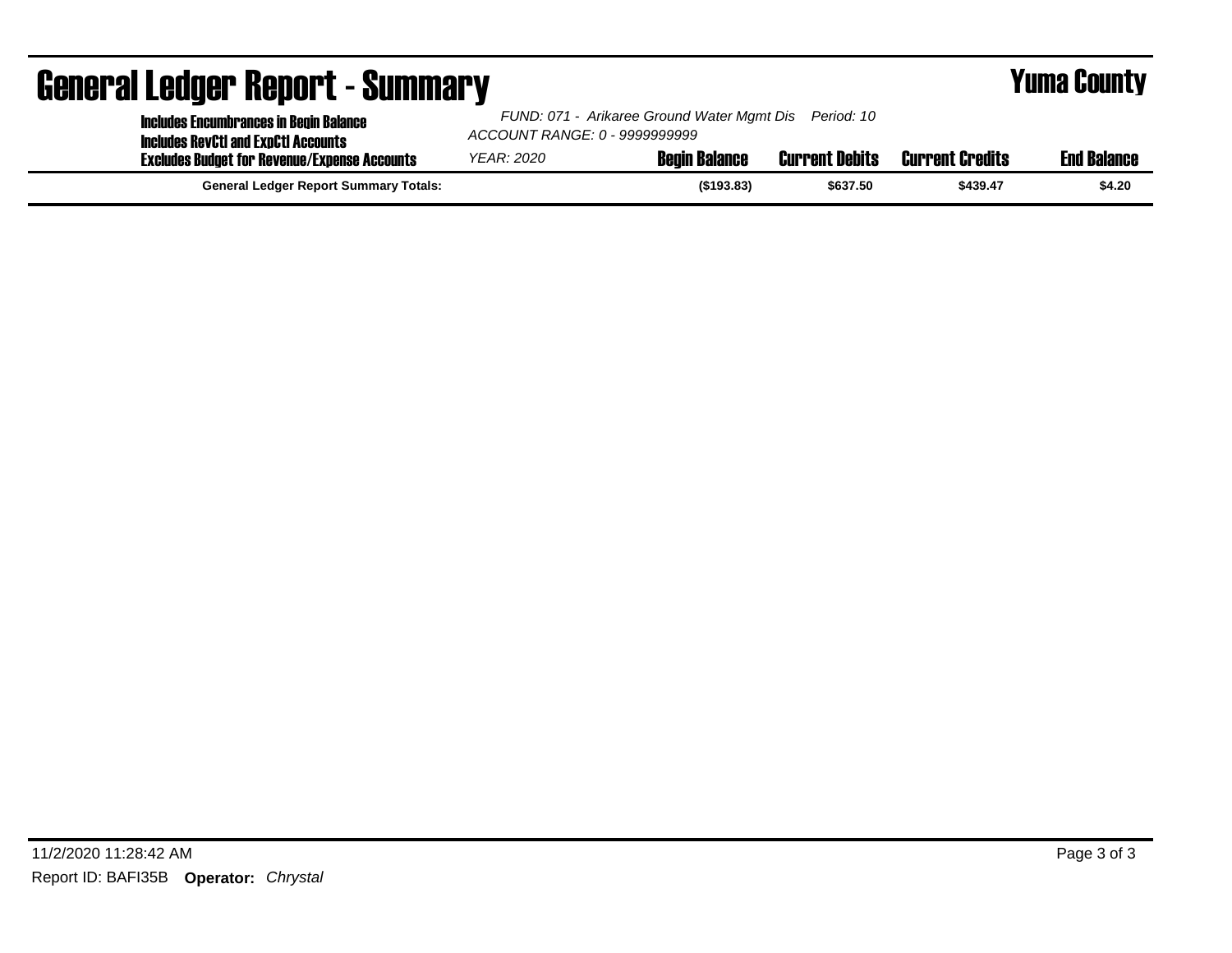# General Ledger Report - Summary

**Yuma County**

**Includes Encumbrances in Begin Balance**
**Includes RevCtl and ExpCtl Accounts**
**Excludes Budget for Revenue/Expense Accounts**

*FUND: 071 - Arikaree Ground Water Mgmt Dis  Period: 10*
*ACCOUNT RANGE: 0 - 9999999999*
*YEAR: 2020*

| | Begin Balance | Current Debits | Current Credits | End Balance |
|---|---|---|---|---|
| **General Ledger Report Summary Totals:** | **($193.83)** | **$637.50** | **$439.47** | **$4.20** |

11/2/2020 11:28:42 AM

Report ID: BAFI35B **Operator:** *Chrystal*